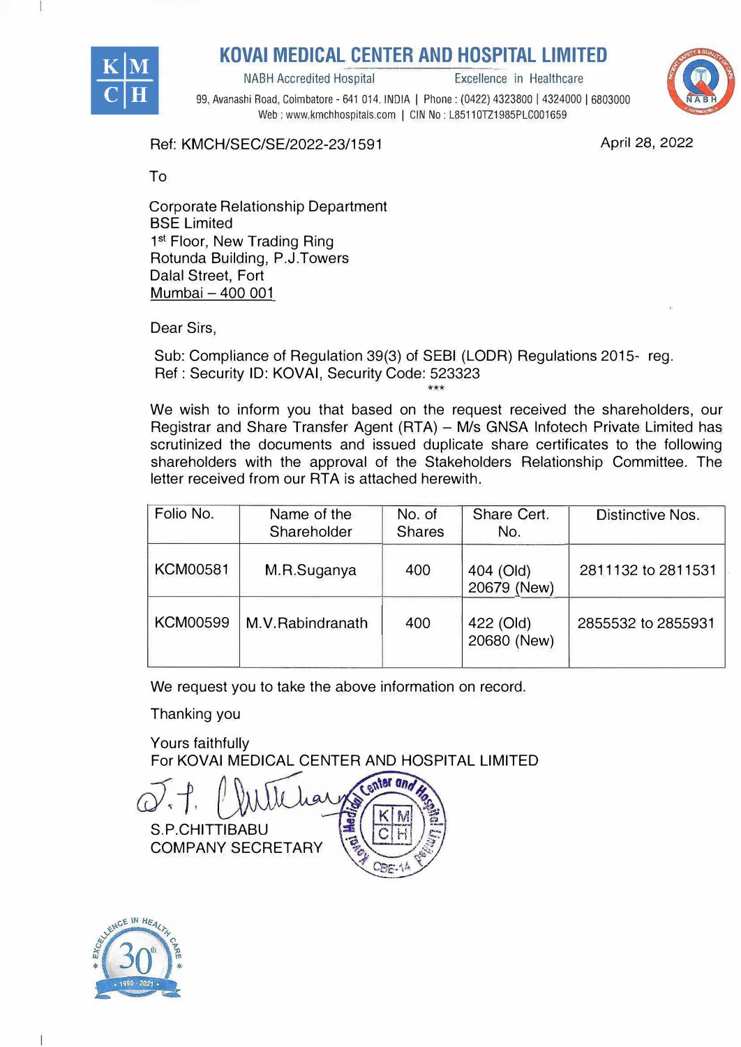# KOVAI MEDICAL CENTER AND HOSPITAL LIMITED

NABH Accredited Hospital — Excellence in Healthcare

99, Avanashi Road, Coimbatore - 641 014. INDIA | Phone : (0422) 4323800 | 4324000 | 6803000
Web : www.kmchhospitals.com | CIN No : L85110TZ1985PLC001659

Ref: KMCH/SEC/SE/2022-23/1591

April 28, 2022

To

Corporate Relationship Department
BSE Limited
1st Floor, New Trading Ring
Rotunda Building, P.J.Towers
Dalal Street, Fort
Mumbai – 400 001

Dear Sirs,

Sub: Compliance of Regulation 39(3) of SEBI (LODR) Regulations 2015- reg.
Ref : Security ID: KOVAI, Security Code: 523323

***

We wish to inform you that based on the request received the shareholders, our Registrar and Share Transfer Agent (RTA) – M/s GNSA Infotech Private Limited has scrutinized the documents and issued duplicate share certificates to the following shareholders with the approval of the Stakeholders Relationship Committee. The letter received from our RTA is attached herewith.

| Folio No. | Name of the Shareholder | No. of Shares | Share Cert. No. | Distinctive Nos. |
|---|---|---|---|---|
| KCM00581 | M.R.Suganya | 400 | 404 (Old) 20679 (New) | 2811132 to 2811531 |
| KCM00599 | M.V.Rabindranath | 400 | 422 (Old) 20680 (New) | 2855532 to 2855931 |

We request you to take the above information on record.

Thanking you

Yours faithfully
For KOVAI MEDICAL CENTER AND HOSPITAL LIMITED

S.P.CHITTIBABU
COMPANY SECRETARY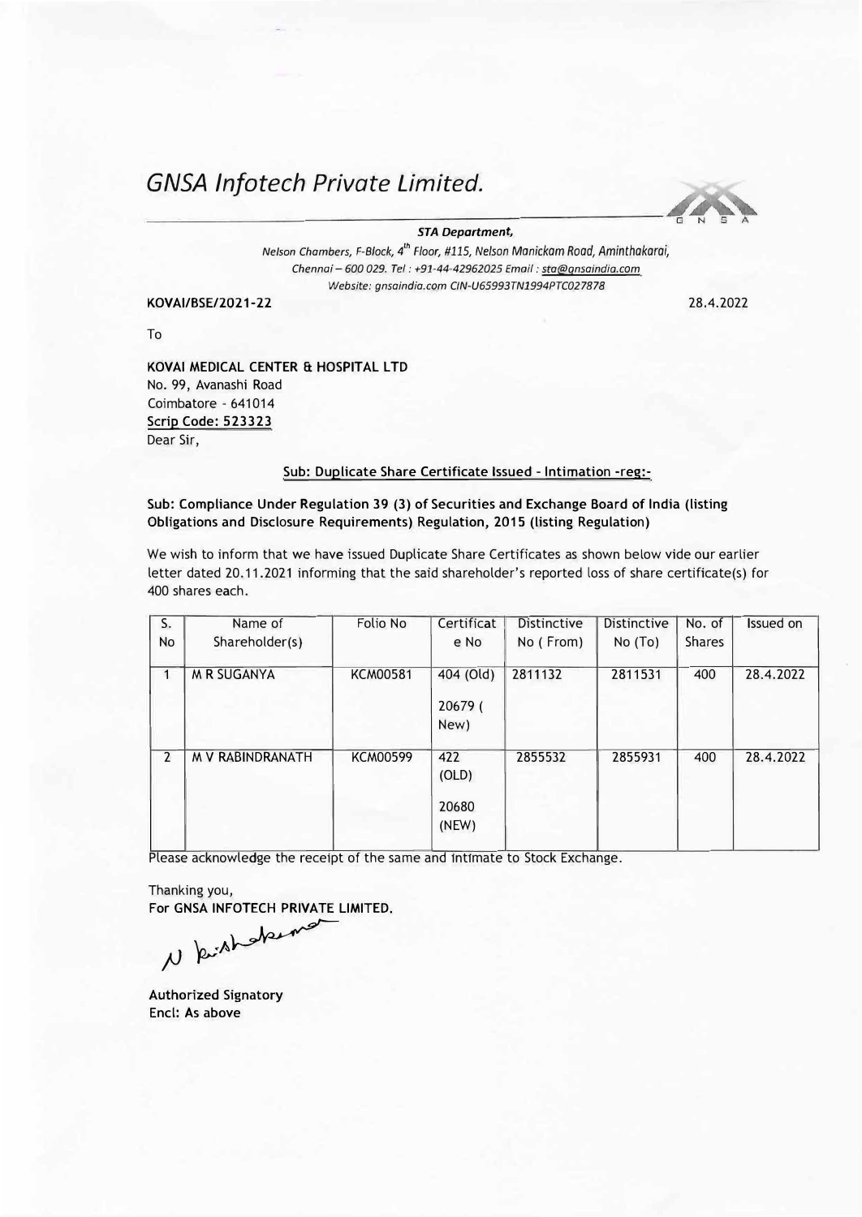# *GNSA Infotech Private Limited.*

***STA Department,***

*Nelson Chambers, F-Block, 4th Floor, #115, Nelson Manickam Road, Aminthakarai, Chennai – 600 029. Tel : +91-44-42962025 Email : sta@gnsaindia.com Website: gnsaindia.com CIN-U65993TN1994PTC027878*

**KOVAI/BSE/2021-22** 28.4.2022

To

**KOVAI MEDICAL CENTER & HOSPITAL LTD**
No. 99, Avanashi Road
Coimbatore - 641014
Scrip Code: 523323
Dear Sir,

**Sub: Duplicate Share Certificate Issued - Intimation -reg:-**

**Sub: Compliance Under Regulation 39 (3) of Securities and Exchange Board of India (listing Obligations and Disclosure Requirements) Regulation, 2015 (listing Regulation)**

We wish to inform that we have issued Duplicate Share Certificates as shown below vide our earlier letter dated 20.11.2021 informing that the said shareholder's reported loss of share certificate(s) for 400 shares each.

| S. No | Name of Shareholder(s) | Folio No | Certificate No | Distinctive No ( From) | Distinctive No (To) | No. of Shares | Issued on |
|---|---|---|---|---|---|---|---|
| 1 | M R SUGANYA | KCM00581 | 404 (Old) 20679 ( New) | 2811132 | 2811531 | 400 | 28.4.2022 |
| 2 | M V RABINDRANATH | KCM00599 | 422 (OLD) 20680 (NEW) | 2855532 | 2855931 | 400 | 28.4.2022 |

Please acknowledge the receipt of the same and intimate to Stock Exchange.

Thanking you,
**For GNSA INFOTECH PRIVATE LIMITED.**

**Authorized Signatory**
**Encl: As above**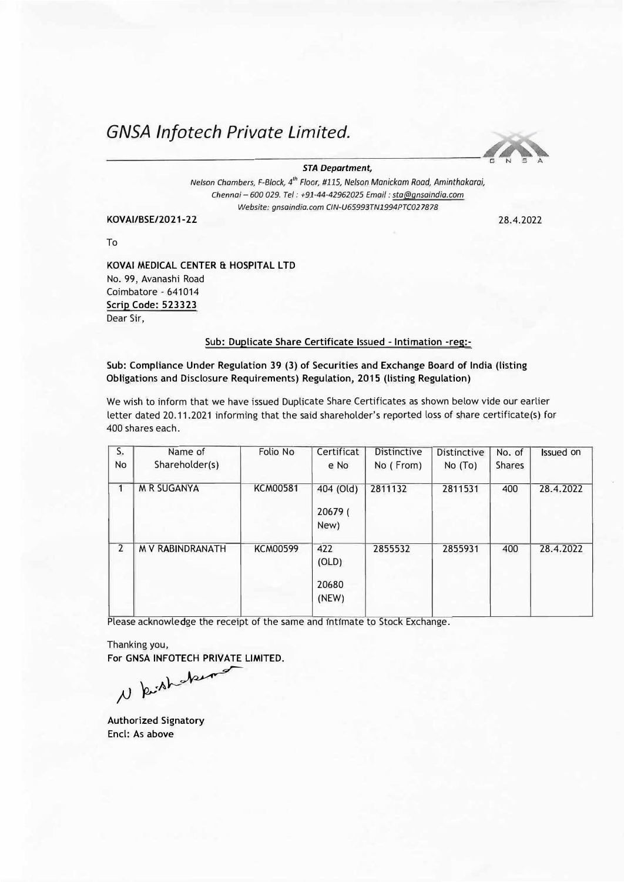# *GNSA Infotech Private Limited.*

***STA Department,***

*Nelson Chambers, F-Block, 4th Floor, #115, Nelson Manickam Road, Aminthakarai, Chennai – 600 029. Tel : +91-44-42962025 Email : sta@gnsaindia.com*
*Website: gnsaindia.com CIN-U65993TN1994PTC027878*

**KOVAI/BSE/2021-22** 28.4.2022

To

**KOVAI MEDICAL CENTER & HOSPITAL LTD**
No. 99, Avanashi Road
Coimbatore - 641014
Scrip Code: 523323
Dear Sir,

Sub: Duplicate Share Certificate Issued - Intimation -reg:-

**Sub: Compliance Under Regulation 39 (3) of Securities and Exchange Board of India (listing Obligations and Disclosure Requirements) Regulation, 2015 (listing Regulation)**

We wish to inform that we have issued Duplicate Share Certificates as shown below vide our earlier letter dated 20.11.2021 informing that the said shareholder's reported loss of share certificate(s) for 400 shares each.

| S. No | Name of Shareholder(s) | Folio No | Certificate No | Distinctive No ( From) | Distinctive No (To) | No. of Shares | Issued on |
|---|---|---|---|---|---|---|---|
| 1 | M R SUGANYA | KCM00581 | 404 (Old) 20679 ( New) | 2811132 | 2811531 | 400 | 28.4.2022 |
| 2 | M V RABINDRANATH | KCM00599 | 422 (OLD) 20680 (NEW) | 2855532 | 2855931 | 400 | 28.4.2022 |

Please acknowledge the receipt of the same and intimate to Stock Exchange.

Thanking you,
**For GNSA INFOTECH PRIVATE LIMITED.**

N Krishnakumar

**Authorized Signatory**
**Encl: As above**